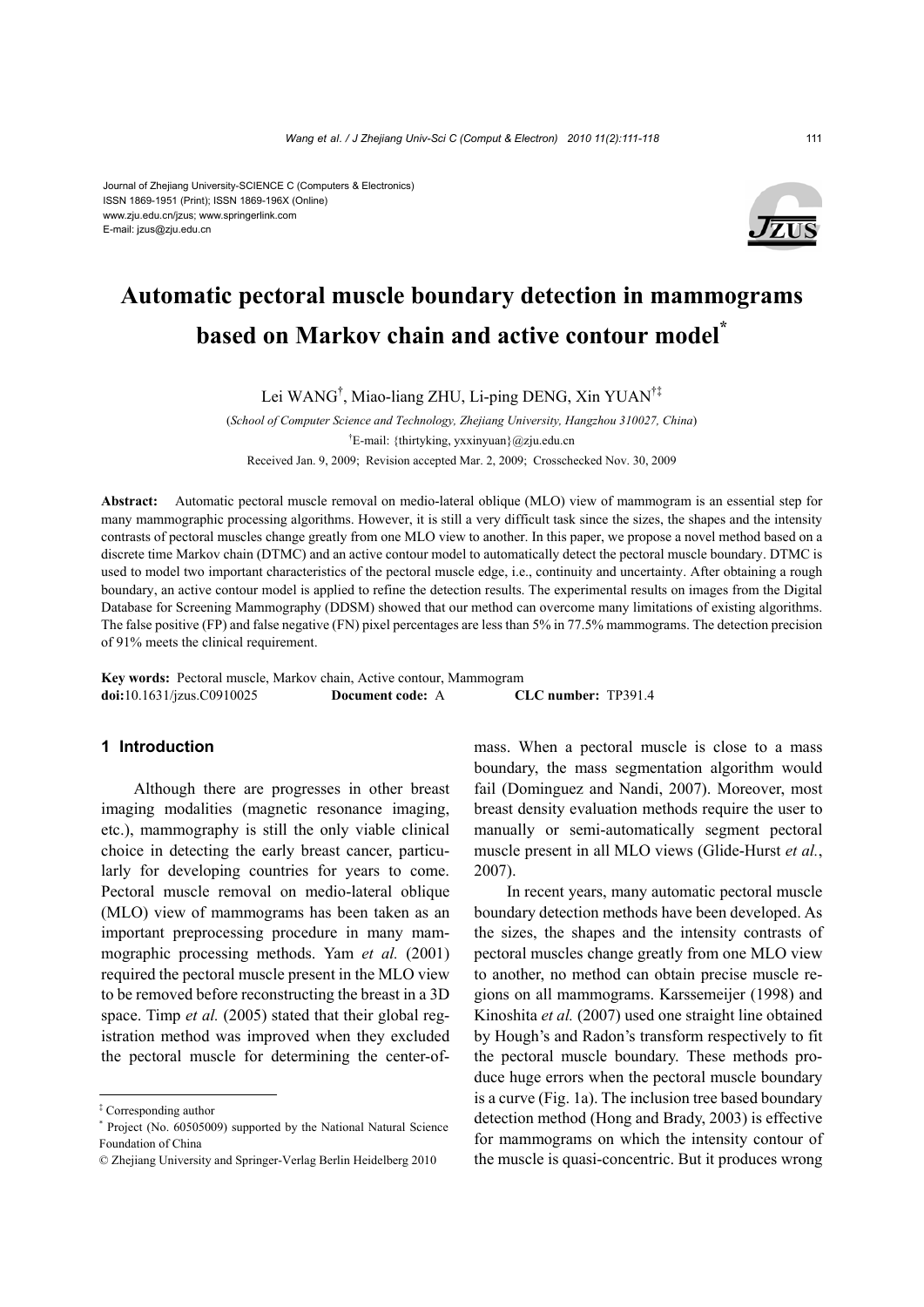Journal of Zhejiang University-SCIENCE C (Computers & Electronics)
ISSN 1869-1951 (Print); ISSN 1869-196X (Online)
www.zju.edu.cn/jzus; www.springerlink.com
E-mail: jzus@zju.edu.cn

# Automatic pectoral muscle boundary detection in mammograms based on Markov chain and active contour model*

Lei WANG[†], Miao-liang ZHU, Li-ping DENG, Xin YUAN[†‡]

(*School of Computer Science and Technology, Zhejiang University, Hangzhou 310027, China*)

[†]E-mail: {thirtyking, yxxinyuan}@zju.edu.cn

Received Jan. 9, 2009; Revision accepted Mar. 2, 2009; Crosschecked Nov. 30, 2009

**Abstract:** Automatic pectoral muscle removal on medio-lateral oblique (MLO) view of mammogram is an essential step for many mammographic processing algorithms. However, it is still a very difficult task since the sizes, the shapes and the intensity contrasts of pectoral muscles change greatly from one MLO view to another. In this paper, we propose a novel method based on a discrete time Markov chain (DTMC) and an active contour model to automatically detect the pectoral muscle boundary. DTMC is used to model two important characteristics of the pectoral muscle edge, i.e., continuity and uncertainty. After obtaining a rough boundary, an active contour model is applied to refine the detection results. The experimental results on images from the Digital Database for Screening Mammography (DDSM) showed that our method can overcome many limitations of existing algorithms. The false positive (FP) and false negative (FN) pixel percentages are less than 5% in 77.5% mammograms. The detection precision of 91% meets the clinical requirement.

**Key words:** Pectoral muscle, Markov chain, Active contour, Mammogram

**doi:**10.1631/jzus.C0910025 **Document code:** A **CLC number:** TP391.4

## 1 Introduction

Although there are progresses in other breast imaging modalities (magnetic resonance imaging, etc.), mammography is still the only viable clinical choice in detecting the early breast cancer, particularly for developing countries for years to come. Pectoral muscle removal on medio-lateral oblique (MLO) view of mammograms has been taken as an important preprocessing procedure in many mammographic processing methods. Yam *et al.* (2001) required the pectoral muscle present in the MLO view to be removed before reconstructing the breast in a 3D space. Timp *et al.* (2005) stated that their global registration method was improved when they excluded the pectoral muscle for determining the center-of-mass. When a pectoral muscle is close to a mass boundary, the mass segmentation algorithm would fail (Dominguez and Nandi, 2007). Moreover, most breast density evaluation methods require the user to manually or semi-automatically segment pectoral muscle present in all MLO views (Glide-Hurst *et al.*, 2007).

In recent years, many automatic pectoral muscle boundary detection methods have been developed. As the sizes, the shapes and the intensity contrasts of pectoral muscles change greatly from one MLO view to another, no method can obtain precise muscle regions on all mammograms. Karssemeijer (1998) and Kinoshita *et al.* (2007) used one straight line obtained by Hough's and Radon's transform respectively to fit the pectoral muscle boundary. These methods produce huge errors when the pectoral muscle boundary is a curve (Fig. 1a). The inclusion tree based boundary detection method (Hong and Brady, 2003) is effective for mammograms on which the intensity contour of the muscle is quasi-concentric. But it produces wrong

---

‡ Corresponding author

\* Project (No. 60505009) supported by the National Natural Science Foundation of China

© Zhejiang University and Springer-Verlag Berlin Heidelberg 2010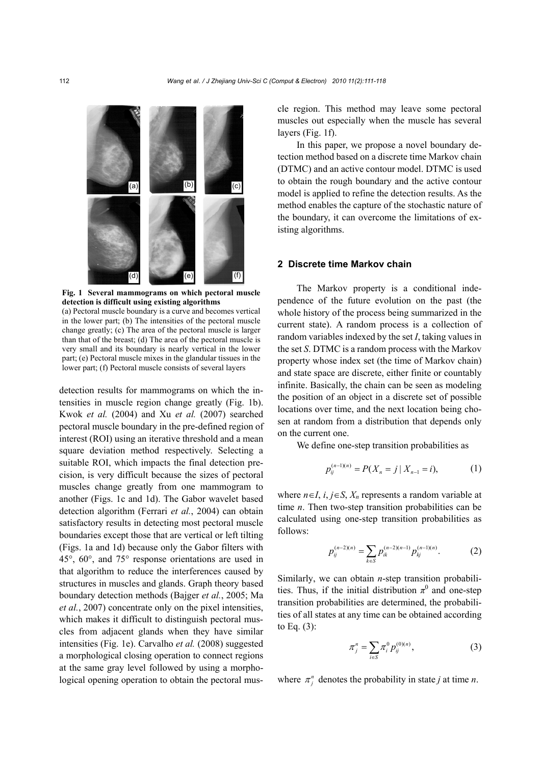**Fig. 1 Several mammograms on which pectoral muscle detection is difficult using existing algorithms**

(a) Pectoral muscle boundary is a curve and becomes vertical in the lower part; (b) The intensities of the pectoral muscle change greatly; (c) The area of the pectoral muscle is larger than that of the breast; (d) The area of the pectoral muscle is very small and its boundary is nearly vertical in the lower part; (e) Pectoral muscle mixes in the glandular tissues in the lower part; (f) Pectoral muscle consists of several layers

detection results for mammograms on which the intensities in muscle region change greatly (Fig. 1b). Kwok *et al.* (2004) and Xu *et al.* (2007) searched pectoral muscle boundary in the pre-defined region of interest (ROI) using an iterative threshold and a mean square deviation method respectively. Selecting a suitable ROI, which impacts the final detection precision, is very difficult because the sizes of pectoral muscles change greatly from one mammogram to another (Figs. 1c and 1d). The Gabor wavelet based detection algorithm (Ferrari *et al.*, 2004) can obtain satisfactory results in detecting most pectoral muscle boundaries except those that are vertical or left tilting (Figs. 1a and 1d) because only the Gabor filters with 45°, 60°, and 75° response orientations are used in that algorithm to reduce the interferences caused by structures in muscles and glands. Graph theory based boundary detection methods (Bajger *et al.*, 2005; Ma *et al.*, 2007) concentrate only on the pixel intensities, which makes it difficult to distinguish pectoral muscles from adjacent glands when they have similar intensities (Fig. 1e). Carvalho *et al.* (2008) suggested a morphological closing operation to connect regions at the same gray level followed by using a morphological opening operation to obtain the pectoral muscle region. This method may leave some pectoral muscles out especially when the muscle has several layers (Fig. 1f).

In this paper, we propose a novel boundary detection method based on a discrete time Markov chain (DTMC) and an active contour model. DTMC is used to obtain the rough boundary and the active contour model is applied to refine the detection results. As the method enables the capture of the stochastic nature of the boundary, it can overcome the limitations of existing algorithms.

## 2 Discrete time Markov chain

The Markov property is a conditional independence of the future evolution on the past (the whole history of the process being summarized in the current state). A random process is a collection of random variables indexed by the set $I$, taking values in the set $S$. DTMC is a random process with the Markov property whose index set (the time of Markov chain) and state space are discrete, either finite or countably infinite. Basically, the chain can be seen as modeling the position of an object in a discrete set of possible locations over time, and the next location being chosen at random from a distribution that depends only on the current one.

We define one-step transition probabilities as

$$p_{ij}^{(n-1)(n)} = P(X_n = j \mid X_{n-1} = i), \tag{1}$$

where $n \in I$, $i, j \in S$, $X_n$ represents a random variable at time $n$. Then two-step transition probabilities can be calculated using one-step transition probabilities as follows:

$$p_{ij}^{(n-2)(n)} = \sum_{k \in S} p_{ik}^{(n-2)(n-1)} p_{kj}^{(n-1)(n)}. \tag{2}$$

Similarly, we can obtain $n$-step transition probabilities. Thus, if the initial distribution $\pi^0$ and one-step transition probabilities are determined, the probabilities of all states at any time can be obtained according to Eq. (3):

$$\pi_j^n = \sum_{i \in S} \pi_i^0 p_{ij}^{(0)(n)}, \tag{3}$$

where $\pi_j^n$ denotes the probability in state $j$ at time $n$.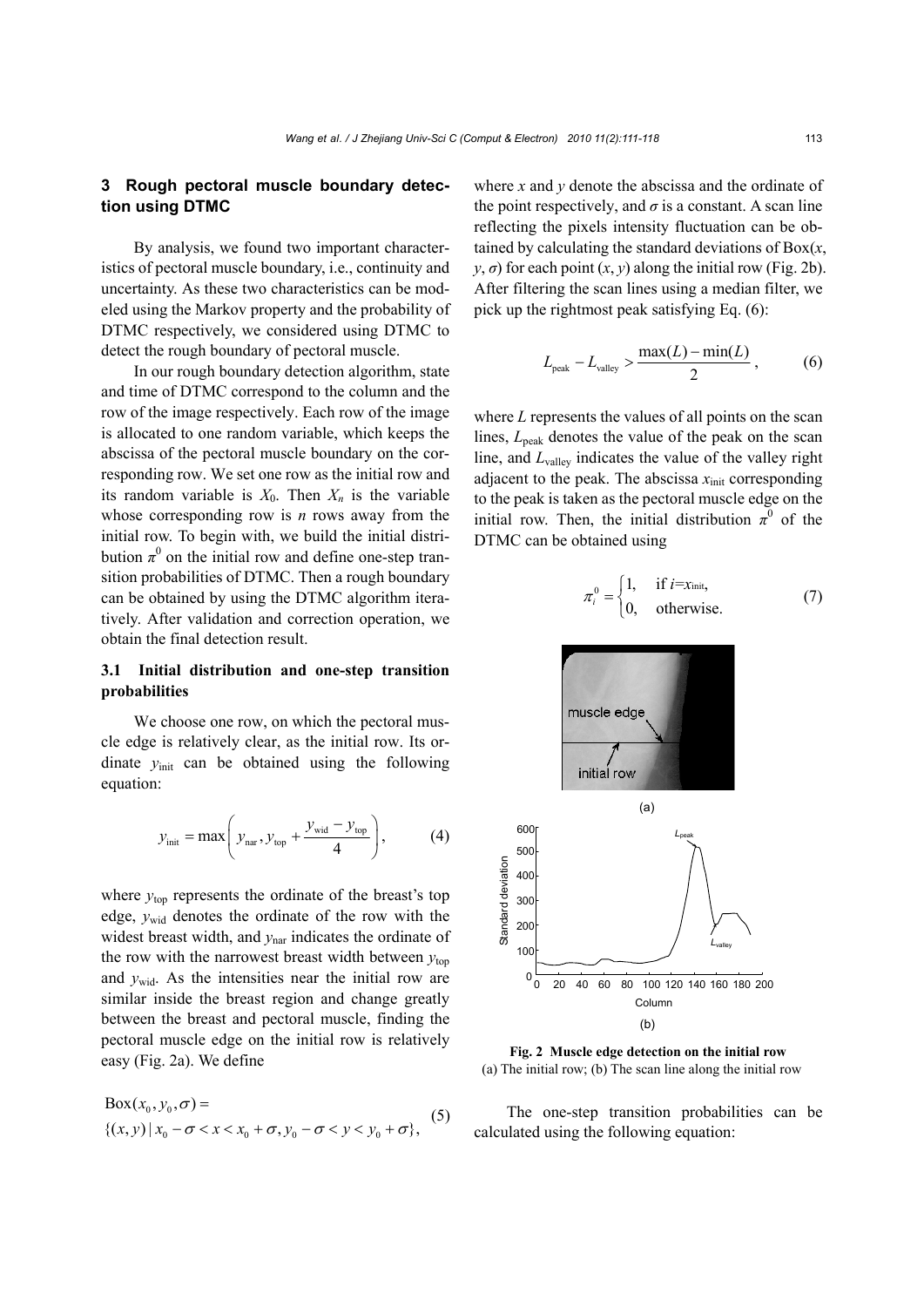## 3 Rough pectoral muscle boundary detection using DTMC

By analysis, we found two important characteristics of pectoral muscle boundary, i.e., continuity and uncertainty. As these two characteristics can be modeled using the Markov property and the probability of DTMC respectively, we considered using DTMC to detect the rough boundary of pectoral muscle.

In our rough boundary detection algorithm, state and time of DTMC correspond to the column and the row of the image respectively. Each row of the image is allocated to one random variable, which keeps the abscissa of the pectoral muscle boundary on the corresponding row. We set one row as the initial row and its random variable is $X_0$. Then $X_n$ is the variable whose corresponding row is $n$ rows away from the initial row. To begin with, we build the initial distribution $\pi^0$ on the initial row and define one-step transition probabilities of DTMC. Then a rough boundary can be obtained by using the DTMC algorithm iteratively. After validation and correction operation, we obtain the final detection result.

### 3.1 Initial distribution and one-step transition probabilities

We choose one row, on which the pectoral muscle edge is relatively clear, as the initial row. Its ordinate $y_{\text{init}}$ can be obtained using the following equation:

$$y_{\text{init}} = \max\left( y_{\text{nar}}, y_{\text{top}} + \frac{y_{\text{wid}} - y_{\text{top}}}{4} \right), \tag{4}$$

where $y_{\text{top}}$ represents the ordinate of the breast's top edge, $y_{\text{wid}}$ denotes the ordinate of the row with the widest breast width, and $y_{\text{nar}}$ indicates the ordinate of the row with the narrowest breast width between $y_{\text{top}}$ and $y_{\text{wid}}$. As the intensities near the initial row are similar inside the breast region and change greatly between the breast and pectoral muscle, finding the pectoral muscle edge on the initial row is relatively easy (Fig. 2a). We define

$$\begin{aligned}&\text{Box}(x_0, y_0, \sigma) = \\ &\{(x, y) \mid x_0 - \sigma < x < x_0 + \sigma, y_0 - \sigma < y < y_0 + \sigma\},\end{aligned} \tag{5}$$

where $x$ and $y$ denote the abscissa and the ordinate of the point respectively, and $\sigma$ is a constant. A scan line reflecting the pixels intensity fluctuation can be obtained by calculating the standard deviations of Box($x$, $y$, $\sigma$) for each point ($x$, $y$) along the initial row (Fig. 2b). After filtering the scan lines using a median filter, we pick up the rightmost peak satisfying Eq. (6):

$$L_{\text{peak}} - L_{\text{valley}} > \frac{\max(L) - \min(L)}{2}, \tag{6}$$

where $L$ represents the values of all points on the scan lines, $L_{\text{peak}}$ denotes the value of the peak on the scan line, and $L_{\text{valley}}$ indicates the value of the valley right adjacent to the peak. The abscissa $x_{\text{init}}$ corresponding to the peak is taken as the pectoral muscle edge on the initial row. Then, the initial distribution $\pi^0$ of the DTMC can be obtained using

$$\pi_i^0 = \begin{cases} 1, & \text{if } i = x_{\text{init}}, \\ 0, & \text{otherwise.} \end{cases} \tag{7}$$

**Fig. 2 Muscle edge detection on the initial row**
(a) The initial row; (b) The scan line along the initial row

The one-step transition probabilities can be calculated using the following equation: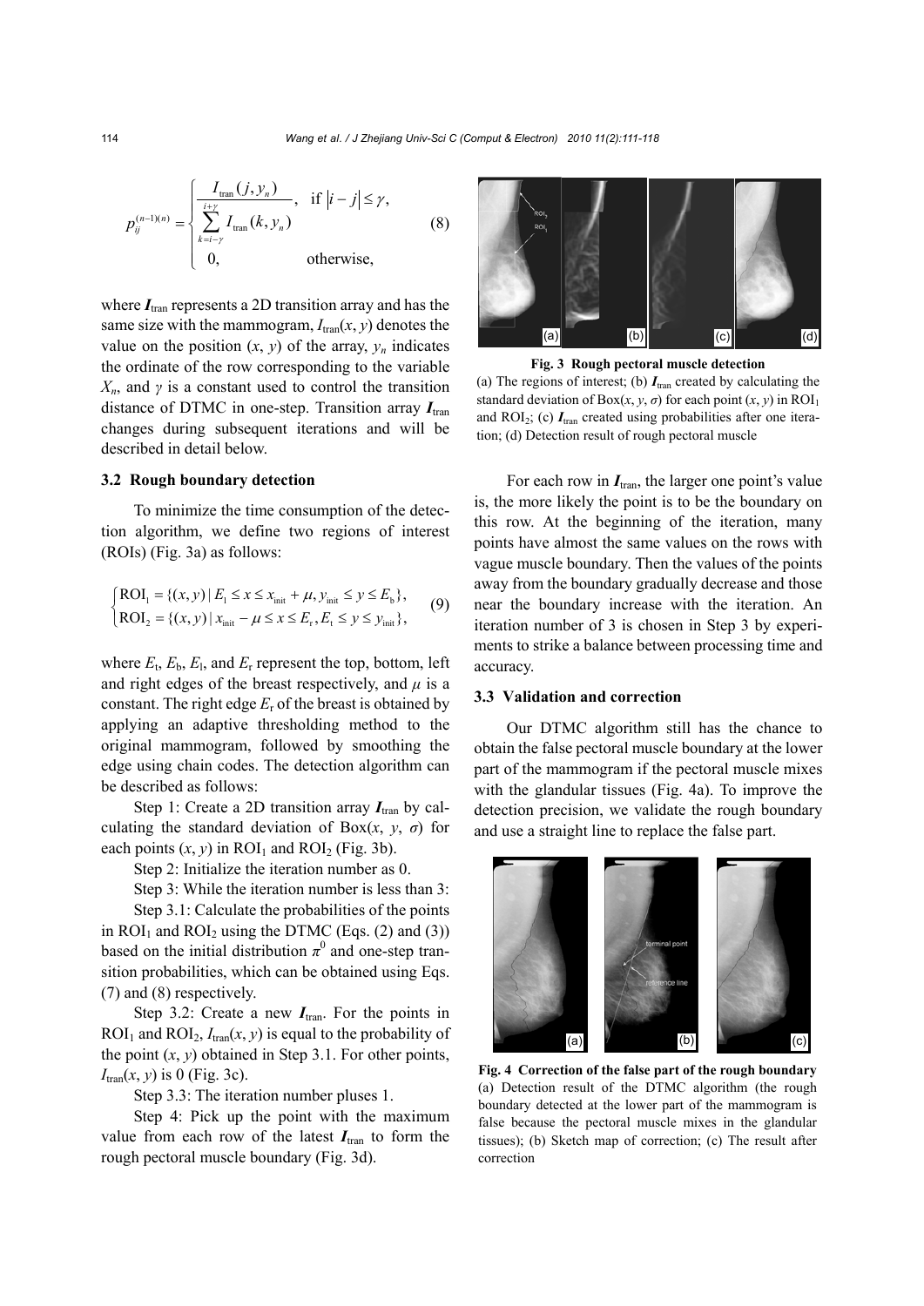$$p_{ij}^{(n-1)(n)} = \begin{cases} \dfrac{I_{\text{tran}}(j, y_n)}{\sum\limits_{k=i-\gamma}^{i+\gamma} I_{\text{tran}}(k, y_n)}, & \text{if } |i-j| \le \gamma, \\ 0, & \text{otherwise}, \end{cases} \tag{8}$$

where $\boldsymbol{I}_{\text{tran}}$ represents a 2D transition array and has the same size with the mammogram, $I_{\text{tran}}(x, y)$ denotes the value on the position $(x, y)$ of the array, $y_n$ indicates the ordinate of the row corresponding to the variable $X_n$, and $\gamma$ is a constant used to control the transition distance of DTMC in one-step. Transition array $\boldsymbol{I}_{\text{tran}}$ changes during subsequent iterations and will be described in detail below.

### 3.2 Rough boundary detection

To minimize the time consumption of the detection algorithm, we define two regions of interest (ROIs) (Fig. 3a) as follows:

$$\begin{cases} \text{ROI}_1 = \{(x, y) \mid E_1 \le x \le x_{\text{init}} + \mu, y_{\text{init}} \le y \le E_{\text{b}}\}, \\ \text{ROI}_2 = \{(x, y) \mid x_{\text{init}} - \mu \le x \le E_{\text{r}}, E_{\text{t}} \le y \le y_{\text{init}}\}, \end{cases} \tag{9}$$

where $E_{\text{t}}$, $E_{\text{b}}$, $E_{\text{l}}$, and $E_{\text{r}}$ represent the top, bottom, left and right edges of the breast respectively, and $\mu$ is a constant. The right edge $E_{\text{r}}$ of the breast is obtained by applying an adaptive thresholding method to the original mammogram, followed by smoothing the edge using chain codes. The detection algorithm can be described as follows:

Step 1: Create a 2D transition array $\boldsymbol{I}_{\text{tran}}$ by calculating the standard deviation of Box$(x, y, \sigma)$ for each points $(x, y)$ in $\text{ROI}_1$ and $\text{ROI}_2$ (Fig. 3b).

Step 2: Initialize the iteration number as 0.

Step 3: While the iteration number is less than 3:

Step 3.1: Calculate the probabilities of the points in $\text{ROI}_1$ and $\text{ROI}_2$ using the DTMC (Eqs. (2) and (3)) based on the initial distribution $\pi^0$ and one-step transition probabilities, which can be obtained using Eqs. (7) and (8) respectively.

Step 3.2: Create a new $\boldsymbol{I}_{\text{tran}}$. For the points in $\text{ROI}_1$ and $\text{ROI}_2$, $I_{\text{tran}}(x, y)$ is equal to the probability of the point $(x, y)$ obtained in Step 3.1. For other points, $I_{\text{tran}}(x, y)$ is 0 (Fig. 3c).

Step 3.3: The iteration number pluses 1.

Step 4: Pick up the point with the maximum value from each row of the latest $\boldsymbol{I}_{\text{tran}}$ to form the rough pectoral muscle boundary (Fig. 3d).

**Fig. 3 Rough pectoral muscle detection**
(a) The regions of interest; (b) $\boldsymbol{I}_{\text{tran}}$ created by calculating the standard deviation of Box$(x, y, \sigma)$ for each point $(x, y)$ in $\text{ROI}_1$ and $\text{ROI}_2$; (c) $\boldsymbol{I}_{\text{tran}}$ created using probabilities after one iteration; (d) Detection result of rough pectoral muscle

For each row in $\boldsymbol{I}_{\text{tran}}$, the larger one point's value is, the more likely the point is to be the boundary on this row. At the beginning of the iteration, many points have almost the same values on the rows with vague muscle boundary. Then the values of the points away from the boundary gradually decrease and those near the boundary increase with the iteration. An iteration number of 3 is chosen in Step 3 by experiments to strike a balance between processing time and accuracy.

### 3.3 Validation and correction

Our DTMC algorithm still has the chance to obtain the false pectoral muscle boundary at the lower part of the mammogram if the pectoral muscle mixes with the glandular tissues (Fig. 4a). To improve the detection precision, we validate the rough boundary and use a straight line to replace the false part.

**Fig. 4 Correction of the false part of the rough boundary**
(a) Detection result of the DTMC algorithm (the rough boundary detected at the lower part of the mammogram is false because the pectoral muscle mixes in the glandular tissues); (b) Sketch map of correction; (c) The result after correction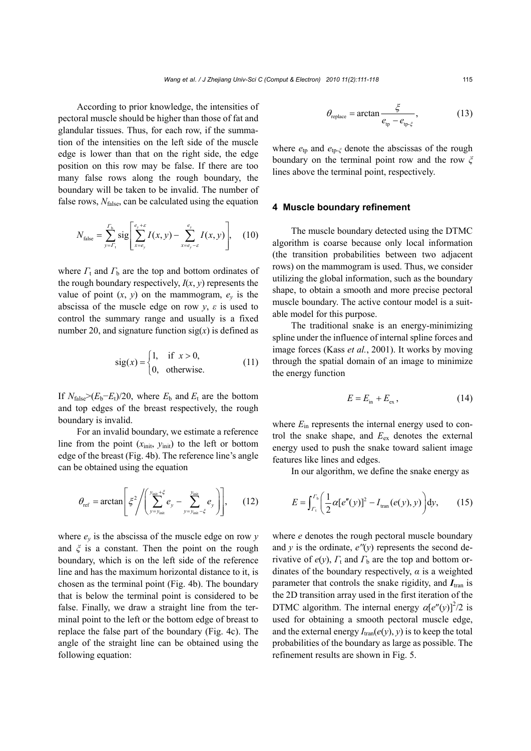According to prior knowledge, the intensities of pectoral muscle should be higher than those of fat and glandular tissues. Thus, for each row, if the summation of the intensities on the left side of the muscle edge is lower than that on the right side, the edge position on this row may be false. If there are too many false rows along the rough boundary, the boundary will be taken to be invalid. The number of false rows, $N_{\text{false}}$, can be calculated using the equation

$$N_{\text{false}} = \sum_{y=\Gamma_t}^{\Gamma_b} \text{sig}\left[\sum_{x=e_y}^{e_y+\varepsilon} I(x,y) - \sum_{x=e_y-\varepsilon}^{e_y} I(x,y)\right], \quad (10)$$

where $\Gamma_t$ and $\Gamma_b$ are the top and bottom ordinates of the rough boundary respectively, $I(x, y)$ represents the value of point $(x, y)$ on the mammogram, $e_y$ is the abscissa of the muscle edge on row $y$, $\varepsilon$ is used to control the summary range and usually is a fixed number 20, and signature function sig($x$) is defined as

$$\text{sig}(x) = \begin{cases} 1, & \text{if } x > 0, \\ 0, & \text{otherwise.} \end{cases} \quad (11)$$

If $N_{\text{false}} > (E_b - E_t)/20$, where $E_b$ and $E_t$ are the bottom and top edges of the breast respectively, the rough boundary is invalid.

For an invalid boundary, we estimate a reference line from the point $(x_{\text{init}}, y_{\text{init}})$ to the left or bottom edge of the breast (Fig. 4b). The reference line's angle can be obtained using the equation

$$\theta_{\text{ref}} = \arctan\left[\xi^2 \bigg/ \left(\sum_{y=y_{\text{init}}}^{y_{\text{init}}+\xi} e_y - \sum_{y=y_{\text{init}}-\xi}^{y_{\text{init}}} e_y\right)\right], \quad (12)$$

where $e_y$ is the abscissa of the muscle edge on row $y$ and $\xi$ is a constant. Then the point on the rough boundary, which is on the left side of the reference line and has the maximum horizontal distance to it, is chosen as the terminal point (Fig. 4b). The boundary that is below the terminal point is considered to be false. Finally, we draw a straight line from the terminal point to the left or the bottom edge of breast to replace the false part of the boundary (Fig. 4c). The angle of the straight line can be obtained using the following equation:

$$\theta_{\text{replace}} = \arctan\frac{\xi}{e_{\text{tp}} - e_{\text{tp-}\xi}}, \quad (13)$$

where $e_{\text{tp}}$ and $e_{\text{tp-}\xi}$ denote the abscissas of the rough boundary on the terminal point row and the row $\xi$ lines above the terminal point, respectively.

## 4 Muscle boundary refinement

The muscle boundary detected using the DTMC algorithm is coarse because only local information (the transition probabilities between two adjacent rows) on the mammogram is used. Thus, we consider utilizing the global information, such as the boundary shape, to obtain a smooth and more precise pectoral muscle boundary. The active contour model is a suitable model for this purpose.

The traditional snake is an energy-minimizing spline under the influence of internal spline forces and image forces (Kass *et al.*, 2001). It works by moving through the spatial domain of an image to minimize the energy function

$$E = E_{\text{in}} + E_{\text{ex}}, \quad (14)$$

where $E_{\text{in}}$ represents the internal energy used to control the snake shape, and $E_{\text{ex}}$ denotes the external energy used to push the snake toward salient image features like lines and edges.

In our algorithm, we define the snake energy as

$$E = \int_{\Gamma_t}^{\Gamma_b} \left(\frac{1}{2}\alpha[e''(y)]^2 - I_{\text{tran}}(e(y), y)\right) \mathrm{d}y, \quad (15)$$

where $e$ denotes the rough pectoral muscle boundary and $y$ is the ordinate, $e''(y)$ represents the second derivative of $e(y)$, $\Gamma_t$ and $\Gamma_b$ are the top and bottom ordinates of the boundary respectively, $\alpha$ is a weighted parameter that controls the snake rigidity, and $\boldsymbol{I}_{\text{tran}}$ is the 2D transition array used in the first iteration of the DTMC algorithm. The internal energy $\alpha[e''(y)]^2/2$ is used for obtaining a smooth pectoral muscle edge, and the external energy $I_{\text{tran}}(e(y), y)$ is to keep the total probabilities of the boundary as large as possible. The refinement results are shown in Fig. 5.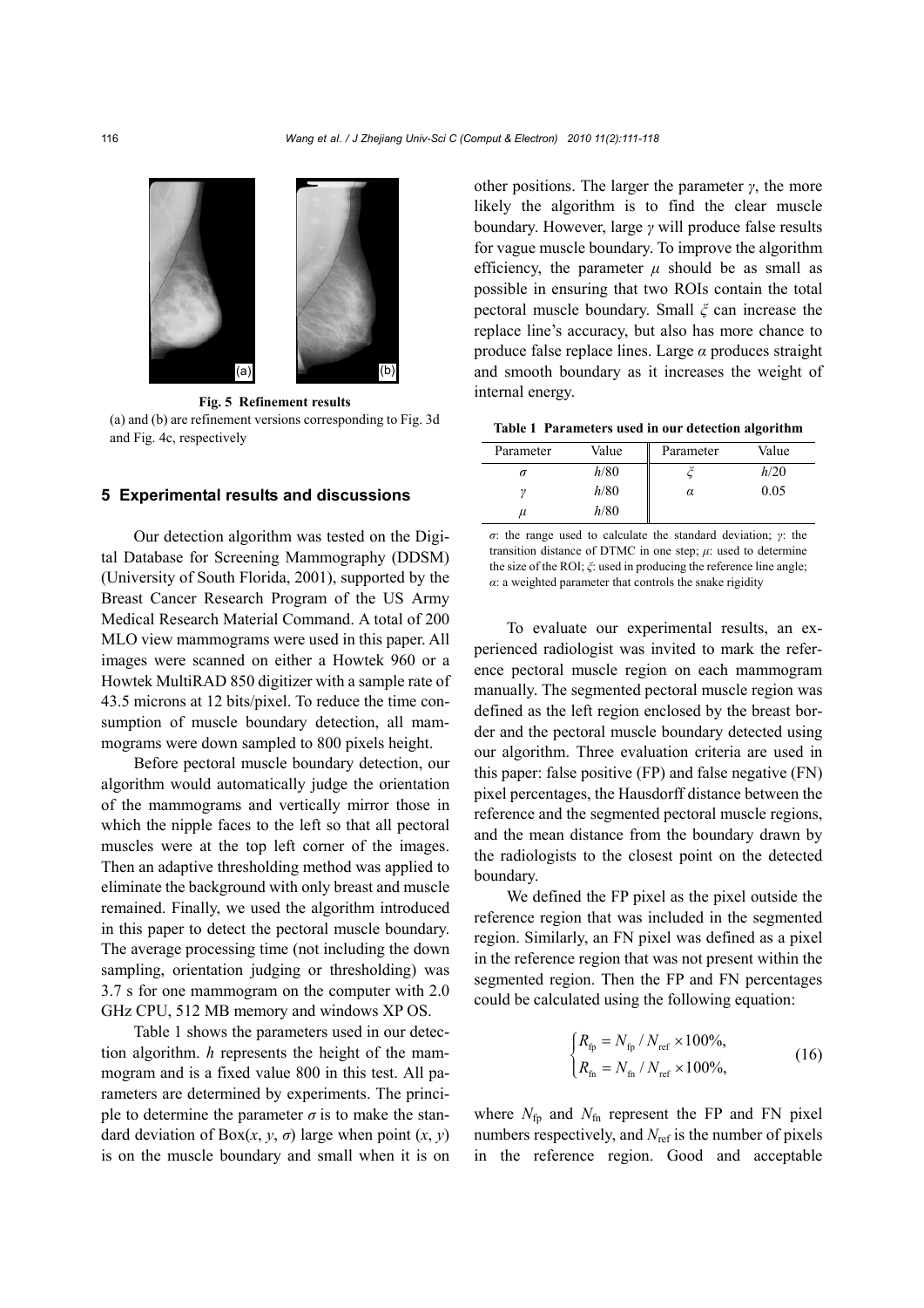**Fig. 5 Refinement results**
(a) and (b) are refinement versions corresponding to Fig. 3d and Fig. 4c, respectively

## 5 Experimental results and discussions

Our detection algorithm was tested on the Digital Database for Screening Mammography (DDSM) (University of South Florida, 2001), supported by the Breast Cancer Research Program of the US Army Medical Research Material Command. A total of 200 MLO view mammograms were used in this paper. All images were scanned on either a Howtek 960 or a Howtek MultiRAD 850 digitizer with a sample rate of 43.5 microns at 12 bits/pixel. To reduce the time consumption of muscle boundary detection, all mammograms were down sampled to 800 pixels height.

Before pectoral muscle boundary detection, our algorithm would automatically judge the orientation of the mammograms and vertically mirror those in which the nipple faces to the left so that all pectoral muscles were at the top left corner of the images. Then an adaptive thresholding method was applied to eliminate the background with only breast and muscle remained. Finally, we used the algorithm introduced in this paper to detect the pectoral muscle boundary. The average processing time (not including the down sampling, orientation judging or thresholding) was 3.7 s for one mammogram on the computer with 2.0 GHz CPU, 512 MB memory and windows XP OS.

Table 1 shows the parameters used in our detection algorithm. $h$ represents the height of the mammogram and is a fixed value 800 in this test. All parameters are determined by experiments. The principle to determine the parameter $\sigma$ is to make the standard deviation of Box($x$, $y$, $\sigma$) large when point ($x$, $y$) is on the muscle boundary and small when it is on other positions. The larger the parameter $\gamma$, the more likely the algorithm is to find the clear muscle boundary. However, large $\gamma$ will produce false results for vague muscle boundary. To improve the algorithm efficiency, the parameter $\mu$ should be as small as possible in ensuring that two ROIs contain the total pectoral muscle boundary. Small $\xi$ can increase the replace line's accuracy, but also has more chance to produce false replace lines. Large $\alpha$ produces straight and smooth boundary as it increases the weight of internal energy.

**Table 1 Parameters used in our detection algorithm**

| Parameter | Value | Parameter | Value |
|---|---|---|---|
| $\sigma$ | $h$/80 | $\xi$ | $h$/20 |
| $\gamma$ | $h$/80 | $\alpha$ | 0.05 |
| $\mu$ | $h$/80 | | |

$\sigma$: the range used to calculate the standard deviation; $\gamma$: the transition distance of DTMC in one step; $\mu$: used to determine the size of the ROI; $\xi$: used in producing the reference line angle; $\alpha$: a weighted parameter that controls the snake rigidity

To evaluate our experimental results, an experienced radiologist was invited to mark the reference pectoral muscle region on each mammogram manually. The segmented pectoral muscle region was defined as the left region enclosed by the breast border and the pectoral muscle boundary detected using our algorithm. Three evaluation criteria are used in this paper: false positive (FP) and false negative (FN) pixel percentages, the Hausdorff distance between the reference and the segmented pectoral muscle regions, and the mean distance from the boundary drawn by the radiologists to the closest point on the detected boundary.

We defined the FP pixel as the pixel outside the reference region that was included in the segmented region. Similarly, an FN pixel was defined as a pixel in the reference region that was not present within the segmented region. Then the FP and FN percentages could be calculated using the following equation:

$$\begin{cases} R_{\text{fp}} = N_{\text{fp}} / N_{\text{ref}} \times 100\%, \\ R_{\text{fn}} = N_{\text{fn}} / N_{\text{ref}} \times 100\%, \end{cases} \tag{16}$$

where $N_{\text{fp}}$ and $N_{\text{fn}}$ represent the FP and FN pixel numbers respectively, and $N_{\text{ref}}$ is the number of pixels in the reference region. Good and acceptable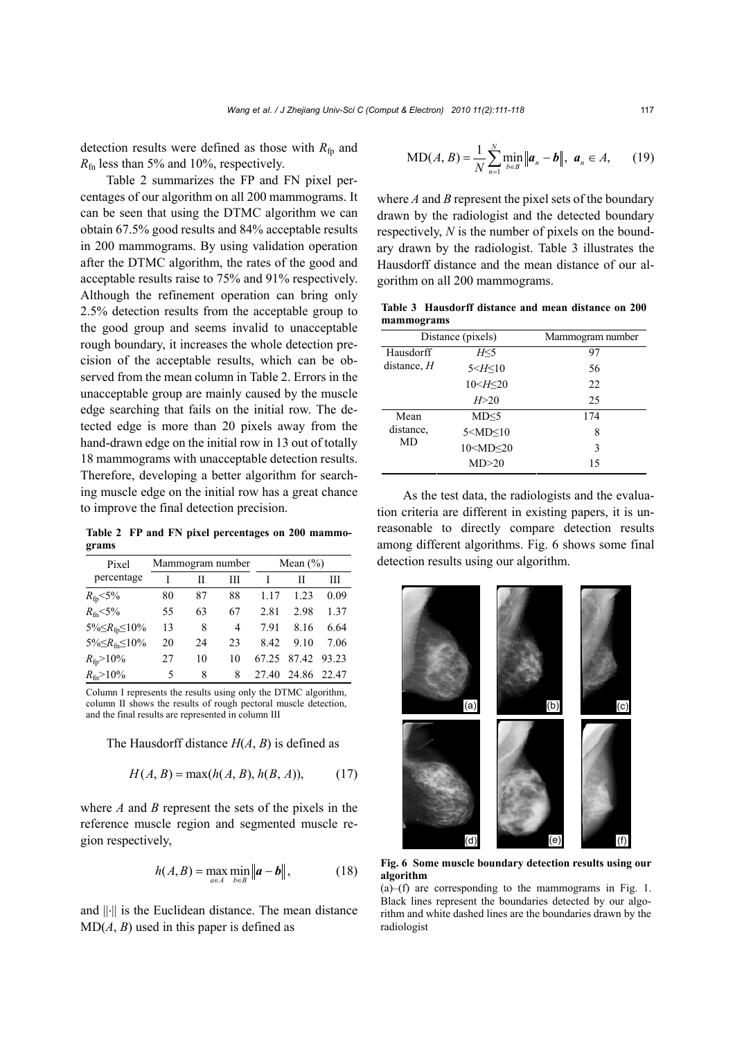detection results were defined as those with $R_{fp}$ and $R_{fn}$ less than 5% and 10%, respectively.

Table 2 summarizes the FP and FN pixel percentages of our algorithm on all 200 mammograms. It can be seen that using the DTMC algorithm we can obtain 67.5% good results and 84% acceptable results in 200 mammograms. By using validation operation after the DTMC algorithm, the rates of the good and acceptable results raise to 75% and 91% respectively. Although the refinement operation can bring only 2.5% detection results from the acceptable group to the good group and seems invalid to unacceptable rough boundary, it increases the whole detection precision of the acceptable results, which can be observed from the mean column in Table 2. Errors in the unacceptable group are mainly caused by the muscle edge searching that fails on the initial row. The detected edge is more than 20 pixels away from the hand-drawn edge on the initial row in 13 out of totally 18 mammograms with unacceptable detection results. Therefore, developing a better algorithm for searching muscle edge on the initial row has a great chance to improve the final detection precision.

**Table 2 FP and FN pixel percentages on 200 mammograms**

| Pixel percentage | Mammogram number | | | Mean (%) | | |
|---|---|---|---|---|---|---|
| | I | II | III | I | II | III |
| $R_{fp}$<5% | 80 | 87 | 88 | 1.17 | 1.23 | 0.09 |
| $R_{fn}$<5% | 55 | 63 | 67 | 2.81 | 2.98 | 1.37 |
| 5%≤$R_{fp}$≤10% | 13 | 8 | 4 | 7.91 | 8.16 | 6.64 |
| 5%≤$R_{fn}$≤10% | 20 | 24 | 23 | 8.42 | 9.10 | 7.06 |
| $R_{fp}$>10% | 27 | 10 | 10 | 67.25 | 87.42 | 93.23 |
| $R_{fn}$>10% | 5 | 8 | 8 | 27.40 | 24.86 | 22.47 |

Column I represents the results using only the DTMC algorithm, column II shows the results of rough pectoral muscle detection, and the final results are represented in column III

The Hausdorff distance $H(A, B)$ is defined as

$$H(A, B) = \max(h(A, B), h(B, A)), \tag{17}$$

where $A$ and $B$ represent the sets of the pixels in the reference muscle region and segmented muscle region respectively,

$$h(A, B) = \max_{a \in A} \min_{b \in B} \|\boldsymbol{a} - \boldsymbol{b}\|, \tag{18}$$

and $\|\cdot\|$ is the Euclidean distance. The mean distance $\mathrm{MD}(A, B)$ used in this paper is defined as

$$\mathrm{MD}(A, B) = \frac{1}{N} \sum_{n=1}^{N} \min_{b \in B} \|\boldsymbol{a}_n - \boldsymbol{b}\|, \ \ \boldsymbol{a}_n \in A, \tag{19}$$

where $A$ and $B$ represent the pixel sets of the boundary drawn by the radiologist and the detected boundary respectively, $N$ is the number of pixels on the boundary drawn by the radiologist. Table 3 illustrates the Hausdorff distance and the mean distance of our algorithm on all 200 mammograms.

**Table 3 Hausdorff distance and mean distance on 200 mammograms**

| Distance (pixels) | | Mammogram number |
|---|---|---|
| Hausdorff distance, $H$ | $H$≤5 | 97 |
| | 5<$H$≤10 | 56 |
| | 10<$H$≤20 | 22 |
| | $H$>20 | 25 |
| Mean distance, MD | MD≤5 | 174 |
| | 5<MD≤10 | 8 |
| | 10<MD≤20 | 3 |
| | MD>20 | 15 |

As the test data, the radiologists and the evaluation criteria are different in existing papers, it is unreasonable to directly compare detection results among different algorithms. Fig. 6 shows some final detection results using our algorithm.

**Fig. 6 Some muscle boundary detection results using our algorithm**

(a)–(f) are corresponding to the mammograms in Fig. 1. Black lines represent the boundaries detected by our algorithm and white dashed lines are the boundaries drawn by the radiologist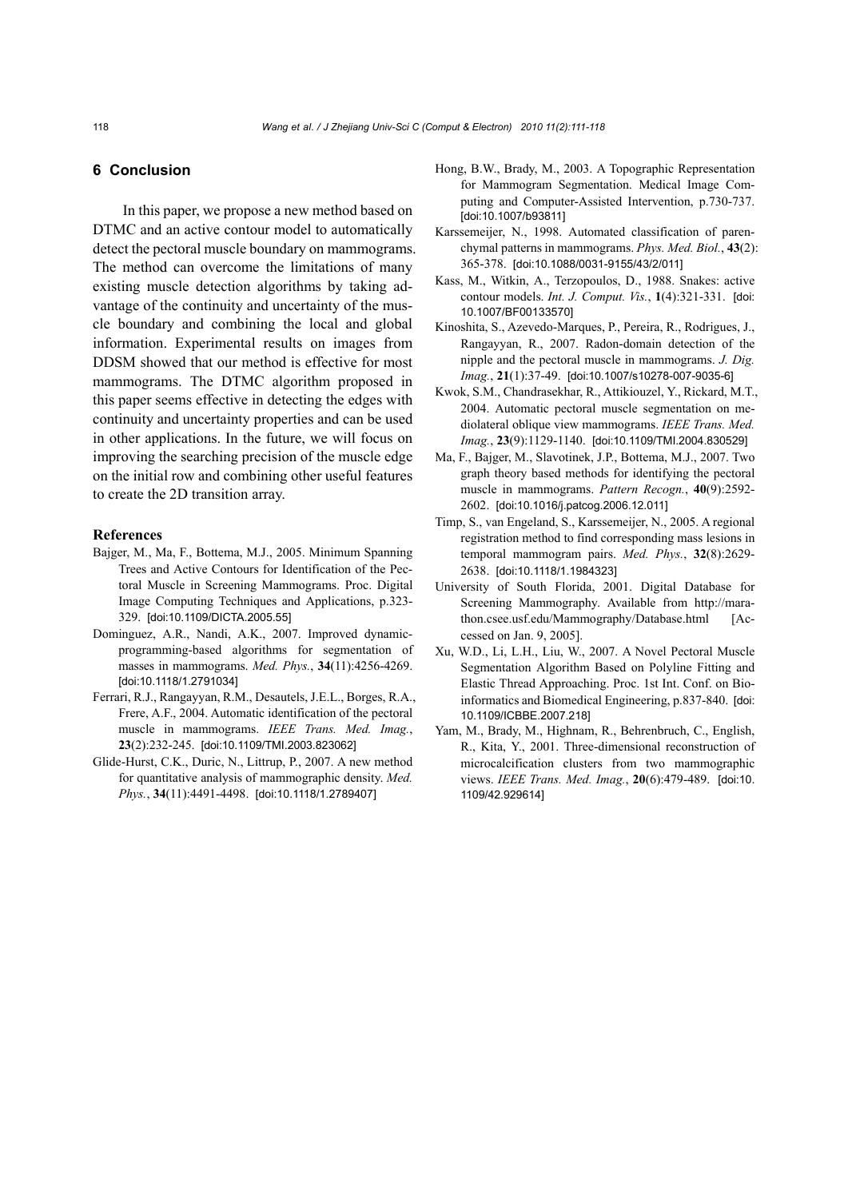## 6 Conclusion

In this paper, we propose a new method based on DTMC and an active contour model to automatically detect the pectoral muscle boundary on mammograms. The method can overcome the limitations of many existing muscle detection algorithms by taking advantage of the continuity and uncertainty of the muscle boundary and combining the local and global information. Experimental results on images from DDSM showed that our method is effective for most mammograms. The DTMC algorithm proposed in this paper seems effective in detecting the edges with continuity and uncertainty properties and can be used in other applications. In the future, we will focus on improving the searching precision of the muscle edge on the initial row and combining other useful features to create the 2D transition array.

### References

Bajger, M., Ma, F., Bottema, M.J., 2005. Minimum Spanning Trees and Active Contours for Identification of the Pectoral Muscle in Screening Mammograms. Proc. Digital Image Computing Techniques and Applications, p.323-329. [doi:10.1109/DICTA.2005.55]

Dominguez, A.R., Nandi, A.K., 2007. Improved dynamic-programming-based algorithms for segmentation of masses in mammograms. *Med. Phys.*, **34**(11):4256-4269. [doi:10.1118/1.2791034]

Ferrari, R.J., Rangayyan, R.M., Desautels, J.E.L., Borges, R.A., Frere, A.F., 2004. Automatic identification of the pectoral muscle in mammograms. *IEEE Trans. Med. Imag.*, **23**(2):232-245. [doi:10.1109/TMI.2003.823062]

Glide-Hurst, C.K., Duric, N., Littrup, P., 2007. A new method for quantitative analysis of mammographic density. *Med. Phys.*, **34**(11):4491-4498. [doi:10.1118/1.2789407]

Hong, B.W., Brady, M., 2003. A Topographic Representation for Mammogram Segmentation. Medical Image Computing and Computer-Assisted Intervention, p.730-737. [doi:10.1007/b93811]

Karssemeijer, N., 1998. Automated classification of parenchymal patterns in mammograms. *Phys. Med. Biol.*, **43**(2): 365-378. [doi:10.1088/0031-9155/43/2/011]

Kass, M., Witkin, A., Terzopoulos, D., 1988. Snakes: active contour models. *Int. J. Comput. Vis.*, **1**(4):321-331. [doi: 10.1007/BF00133570]

Kinoshita, S., Azevedo-Marques, P., Pereira, R., Rodrigues, J., Rangayyan, R., 2007. Radon-domain detection of the nipple and the pectoral muscle in mammograms. *J. Dig. Imag.*, **21**(1):37-49. [doi:10.1007/s10278-007-9035-6]

Kwok, S.M., Chandrasekhar, R., Attikiouzel, Y., Rickard, M.T., 2004. Automatic pectoral muscle segmentation on mediolateral oblique view mammograms. *IEEE Trans. Med. Imag.*, **23**(9):1129-1140. [doi:10.1109/TMI.2004.830529]

Ma, F., Bajger, M., Slavotinek, J.P., Bottema, M.J., 2007. Two graph theory based methods for identifying the pectoral muscle in mammograms. *Pattern Recogn.*, **40**(9):2592-2602. [doi:10.1016/j.patcog.2006.12.011]

Timp, S., van Engeland, S., Karssemeijer, N., 2005. A regional registration method to find corresponding mass lesions in temporal mammogram pairs. *Med. Phys.*, **32**(8):2629-2638. [doi:10.1118/1.1984323]

University of South Florida, 2001. Digital Database for Screening Mammography. Available from http://marathon.csee.usf.edu/Mammography/Database.html [Accessed on Jan. 9, 2005].

Xu, W.D., Li, L.H., Liu, W., 2007. A Novel Pectoral Muscle Segmentation Algorithm Based on Polyline Fitting and Elastic Thread Approaching. Proc. 1st Int. Conf. on Bioinformatics and Biomedical Engineering, p.837-840. [doi: 10.1109/ICBBE.2007.218]

Yam, M., Brady, M., Highnam, R., Behrenbruch, C., English, R., Kita, Y., 2001. Three-dimensional reconstruction of microcalcification clusters from two mammographic views. *IEEE Trans. Med. Imag.*, **20**(6):479-489. [doi:10.1109/42.929614]